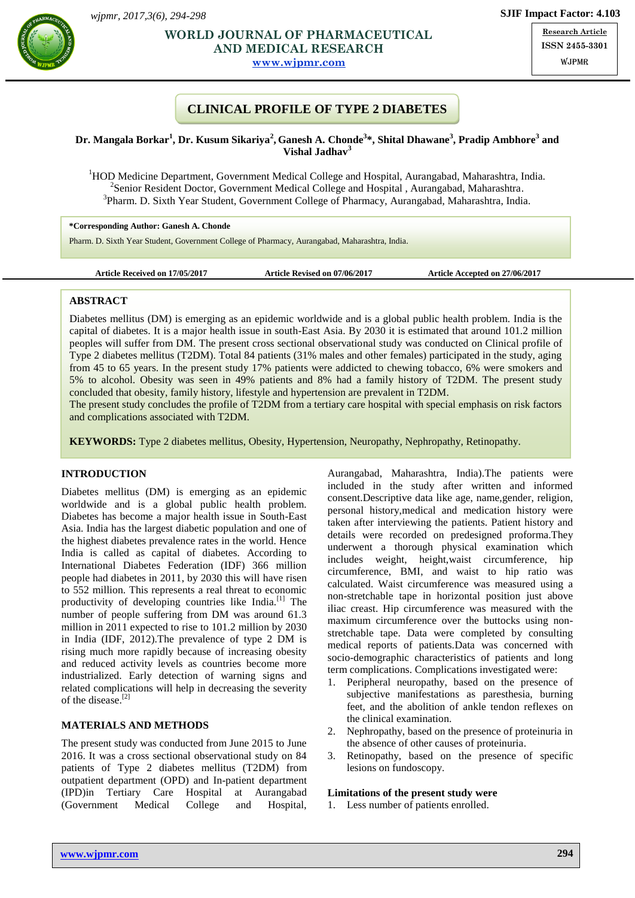# CLINICAL PROFILE OF TYPE 2 DIABETES

**Dr. Mangala Borkar[1], Dr. Kusum Sikariya[2], Ganesh A. Chonde[3]*, Shital Dhawane[3], Pradip Ambhore[3] and Vishal Jadhav[3]**

[1]HOD Medicine Department, Government Medical College and Hospital, Aurangabad, Maharashtra, India.
[2]Senior Resident Doctor, Government Medical College and Hospital , Aurangabad, Maharashtra.
[3]Pharm. D. Sixth Year Student, Government College of Pharmacy, Aurangabad, Maharashtra, India.

**\*Corresponding Author: Ganesh A. Chonde**
Pharm. D. Sixth Year Student, Government College of Pharmacy, Aurangabad, Maharashtra, India.

**Article Received on 17/05/2017** **Article Revised on 07/06/2017** **Article Accepted on 27/06/2017**

## ABSTRACT

Diabetes mellitus (DM) is emerging as an epidemic worldwide and is a global public health problem. India is the capital of diabetes. It is a major health issue in south-East Asia. By 2030 it is estimated that around 101.2 million peoples will suffer from DM. The present cross sectional observational study was conducted on Clinical profile of Type 2 diabetes mellitus (T2DM). Total 84 patients (31% males and other females) participated in the study, aging from 45 to 65 years. In the present study 17% patients were addicted to chewing tobacco, 6% were smokers and 5% to alcohol. Obesity was seen in 49% patients and 8% had a family history of T2DM. The present study concluded that obesity, family history, lifestyle and hypertension are prevalent in T2DM.
The present study concludes the profile of T2DM from a tertiary care hospital with special emphasis on risk factors and complications associated with T2DM.

**KEYWORDS:** Type 2 diabetes mellitus, Obesity, Hypertension, Neuropathy, Nephropathy, Retinopathy.

## INTRODUCTION

Diabetes mellitus (DM) is emerging as an epidemic worldwide and is a global public health problem. Diabetes has become a major health issue in South-East Asia. India has the largest diabetic population and one of the highest diabetes prevalence rates in the world. Hence India is called as capital of diabetes. According to International Diabetes Federation (IDF) 366 million people had diabetes in 2011, by 2030 this will have risen to 552 million. This represents a real threat to economic productivity of developing countries like India.[1] The number of people suffering from DM was around 61.3 million in 2011 expected to rise to 101.2 million by 2030 in India (IDF, 2012).The prevalence of type 2 DM is rising much more rapidly because of increasing obesity and reduced activity levels as countries become more industrialized. Early detection of warning signs and related complications will help in decreasing the severity of the disease.[2]

## MATERIALS AND METHODS

The present study was conducted from June 2015 to June 2016. It was a cross sectional observational study on 84 patients of Type 2 diabetes mellitus (T2DM) from outpatient department (OPD) and In-patient department (IPD)in Tertiary Care Hospital at Aurangabad (Government Medical College and Hospital, Aurangabad, Maharashtra, India).The patients were included in the study after written and informed consent.Descriptive data like age, name,gender, religion, personal history,medical and medication history were taken after interviewing the patients. Patient history and details were recorded on predesigned proforma.They underwent a thorough physical examination which includes weight, height,waist circumference, hip circumference, BMI, and waist to hip ratio was calculated. Waist circumference was measured using a non-stretchable tape in horizontal position just above iliac creast. Hip circumference was measured with the maximum circumference over the buttocks using non-stretchable tape. Data were completed by consulting medical reports of patients.Data was concerned with socio-demographic characteristics of patients and long term complications. Complications investigated were:

1. Peripheral neuropathy, based on the presence of subjective manifestations as paresthesia, burning feet, and the abolition of ankle tendon reflexes on the clinical examination.
2. Nephropathy, based on the presence of proteinuria in the absence of other causes of proteinuria.
3. Retinopathy, based on the presence of specific lesions on fundoscopy.

### Limitations of the present study were

1. Less number of patients enrolled.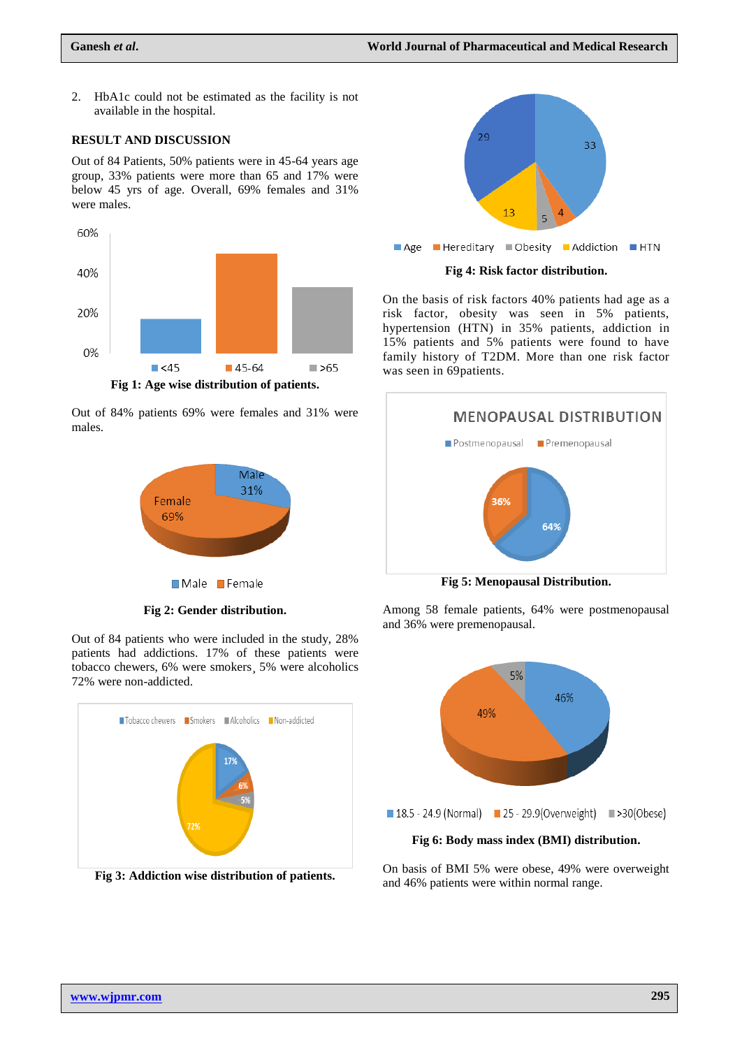2. HbA1c could not be estimated as the facility is not available in the hospital.

## RESULT AND DISCUSSION

Out of 84 Patients, 50% patients were in 45-64 years age group, 33% patients were more than 65 and 17% were below 45 yrs of age. Overall, 69% females and 31% were males.

**Fig 1: Age wise distribution of patients.**

Out of 84% patients 69% were females and 31% were males.

**Fig 2: Gender distribution.**

Out of 84 patients who were included in the study, 28% patients had addictions. 17% of these patients were tobacco chewers, 6% were smokers¸ 5% were alcoholics 72% were non-addicted.

**Fig 3: Addiction wise distribution of patients.**

**Fig 4: Risk factor distribution.**

On the basis of risk factors 40% patients had age as a risk factor, obesity was seen in 5% patients, hypertension (HTN) in 35% patients, addiction in 15% patients and 5% patients were found to have family history of T2DM. More than one risk factor was seen in 69patients.

**Fig 5: Menopausal Distribution.**

Among 58 female patients, 64% were postmenopausal and 36% were premenopausal.

**Fig 6: Body mass index (BMI) distribution.**

On basis of BMI 5% were obese, 49% were overweight and 46% patients were within normal range.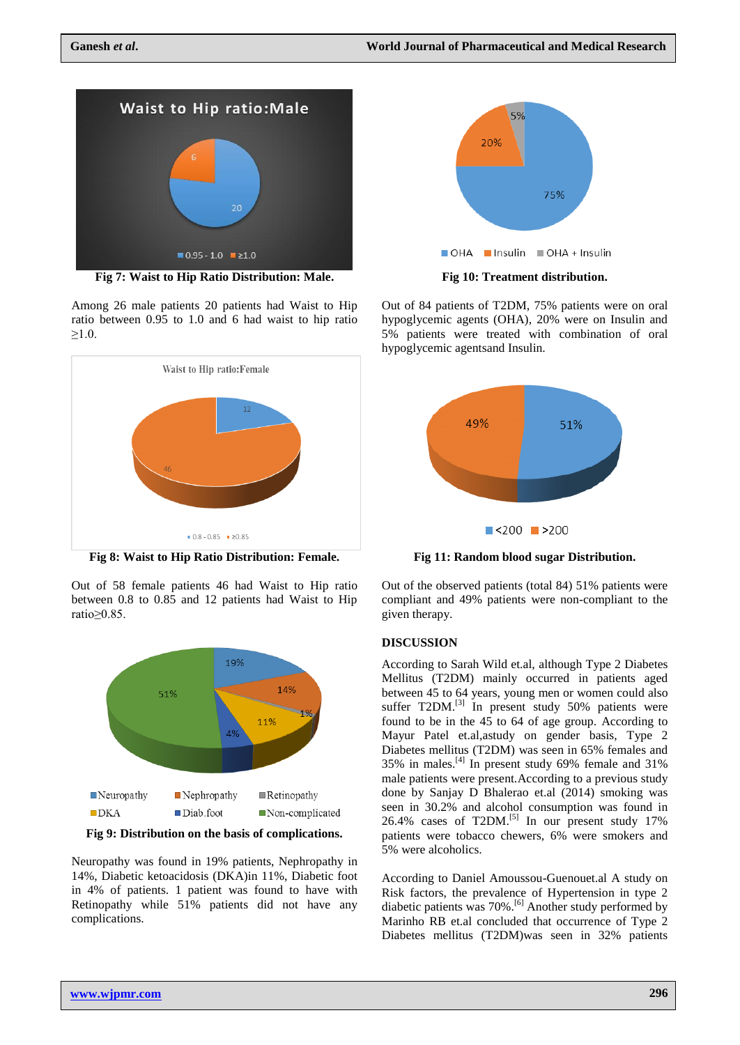Fig 7: Waist to Hip Ratio Distribution: Male.

Among 26 male patients 20 patients had Waist to Hip ratio between 0.95 to 1.0 and 6 had waist to hip ratio ≥1.0.

Fig 8: Waist to Hip Ratio Distribution: Female.

Out of 58 female patients 46 had Waist to Hip ratio between 0.8 to 0.85 and 12 patients had Waist to Hip ratio≥0.85.

Fig 9: Distribution on the basis of complications.

Neuropathy was found in 19% patients, Nephropathy in 14%, Diabetic ketoacidosis (DKA)in 11%, Diabetic foot in 4% of patients. 1 patient was found to have with Retinopathy while 51% patients did not have any complications.

Fig 10: Treatment distribution.

Out of 84 patients of T2DM, 75% patients were on oral hypoglycemic agents (OHA), 20% were on Insulin and 5% patients were treated with combination of oral hypoglycemic agentsand Insulin.

Fig 11: Random blood sugar Distribution.

Out of the observed patients (total 84) 51% patients were compliant and 49% patients were non-compliant to the given therapy.

## DISCUSSION

According to Sarah Wild et.al, although Type 2 Diabetes Mellitus (T2DM) mainly occurred in patients aged between 45 to 64 years, young men or women could also suffer T2DM.[3] In present study 50% patients were found to be in the 45 to 64 of age group. According to Mayur Patel et.al,astudy on gender basis, Type 2 Diabetes mellitus (T2DM) was seen in 65% females and 35% in males.[4] In present study 69% female and 31% male patients were present.According to a previous study done by Sanjay D Bhalerao et.al (2014) smoking was seen in 30.2% and alcohol consumption was found in 26.4% cases of T2DM.[5] In our present study 17% patients were tobacco chewers, 6% were smokers and 5% were alcoholics.

According to Daniel Amoussou-Guenouet.al A study on Risk factors, the prevalence of Hypertension in type 2 diabetic patients was 70%.[6] Another study performed by Marinho RB et.al concluded that occurrence of Type 2 Diabetes mellitus (T2DM)was seen in 32% patients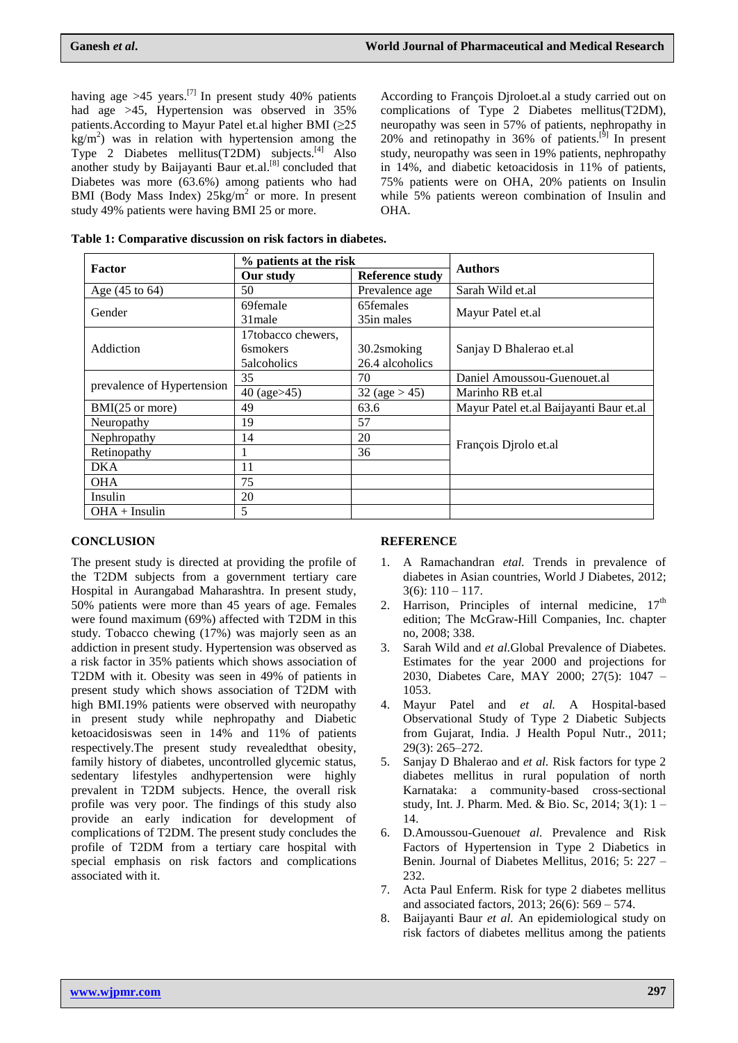having age >45 years.[7] In present study 40% patients had age >45, Hypertension was observed in 35% patients.According to Mayur Patel et.al higher BMI (≥25 $kg/m^2$) was in relation with hypertension among the Type 2 Diabetes mellitus(T2DM) subjects.[4] Also another study by Baijayanti Baur et.al.[8] concluded that Diabetes was more (63.6%) among patients who had BMI (Body Mass Index) $25kg/m^2$ or more. In present study 49% patients were having BMI 25 or more.

According to François Djroloet.al a study carried out on complications of Type 2 Diabetes mellitus(T2DM), neuropathy was seen in 57% of patients, nephropathy in 20% and retinopathy in 36% of patients.[9] In present study, neuropathy was seen in 19% patients, nephropathy in 14%, and diabetic ketoacidosis in 11% of patients, 75% patients were on OHA, 20% patients on Insulin while 5% patients wereon combination of Insulin and OHA.

**Table 1: Comparative discussion on risk factors in diabetes.**

| Factor | % patients at the risk | | Authors |
|---|---|---|---|
| | Our study | Reference study | |
| Age (45 to 64) | 50 | Prevalence age | Sarah Wild et.al |
| Gender | 69female<br>31male | 65females<br>35in males | Mayur Patel et.al |
| Addiction | 17tobacco chewers,<br>6smokers<br>5alcoholics | 30.2smoking<br>26.4 alcoholics | Sanjay D Bhalerao et.al |
| prevalence of Hypertension | 35 | 70 | Daniel Amoussou-Guenouet.al |
| | 40 (age>45) | 32 (age > 45) | Marinho RB et.al |
| BMI(25 or more) | 49 | 63.6 | Mayur Patel et.al Baijayanti Baur et.al |
| Neuropathy | 19 | 57 | François Djrolo et.al |
| Nephropathy | 14 | 20 | |
| Retinopathy | 1 | 36 | |
| DKA | 11 | | |
| OHA | 75 | | |
| Insulin | 20 | | |
| OHA + Insulin | 5 | | |

## CONCLUSION

The present study is directed at providing the profile of the T2DM subjects from a government tertiary care Hospital in Aurangabad Maharashtra. In present study, 50% patients were more than 45 years of age. Females were found maximum (69%) affected with T2DM in this study. Tobacco chewing (17%) was majorly seen as an addiction in present study. Hypertension was observed as a risk factor in 35% patients which shows association of T2DM with it. Obesity was seen in 49% of patients in present study which shows association of T2DM with high BMI.19% patients were observed with neuropathy in present study while nephropathy and Diabetic ketoacidosiswas seen in 14% and 11% of patients respectively.The present study revealedthat obesity, family history of diabetes, uncontrolled glycemic status, sedentary lifestyles andhypertension were highly prevalent in T2DM subjects. Hence, the overall risk profile was very poor. The findings of this study also provide an early indication for development of complications of T2DM. The present study concludes the profile of T2DM from a tertiary care hospital with special emphasis on risk factors and complications associated with it.

## REFERENCE

1. A Ramachandran *etal.* Trends in prevalence of diabetes in Asian countries, World J Diabetes, 2012; 3(6): 110 – 117.
2. Harrison, Principles of internal medicine, 17th edition; The McGraw-Hill Companies, Inc. chapter no, 2008; 338.
3. Sarah Wild and *et al.*Global Prevalence of Diabetes. Estimates for the year 2000 and projections for 2030, Diabetes Care, MAY 2000; 27(5): 1047 – 1053.
4. Mayur Patel and *et al.* A Hospital-based Observational Study of Type 2 Diabetic Subjects from Gujarat, India. J Health Popul Nutr., 2011; 29(3): 265–272.
5. Sanjay D Bhalerao and *et al.* Risk factors for type 2 diabetes mellitus in rural population of north Karnataka: a community-based cross-sectional study, Int. J. Pharm. Med. & Bio. Sc, 2014; 3(1): 1 – 14.
6. D.Amoussou-Guenou*et al.* Prevalence and Risk Factors of Hypertension in Type 2 Diabetics in Benin. Journal of Diabetes Mellitus, 2016; 5: 227 – 232.
7. Acta Paul Enferm. Risk for type 2 diabetes mellitus and associated factors, 2013; 26(6): 569 – 574.
8. Baijayanti Baur *et al.* An epidemiological study on risk factors of diabetes mellitus among the patients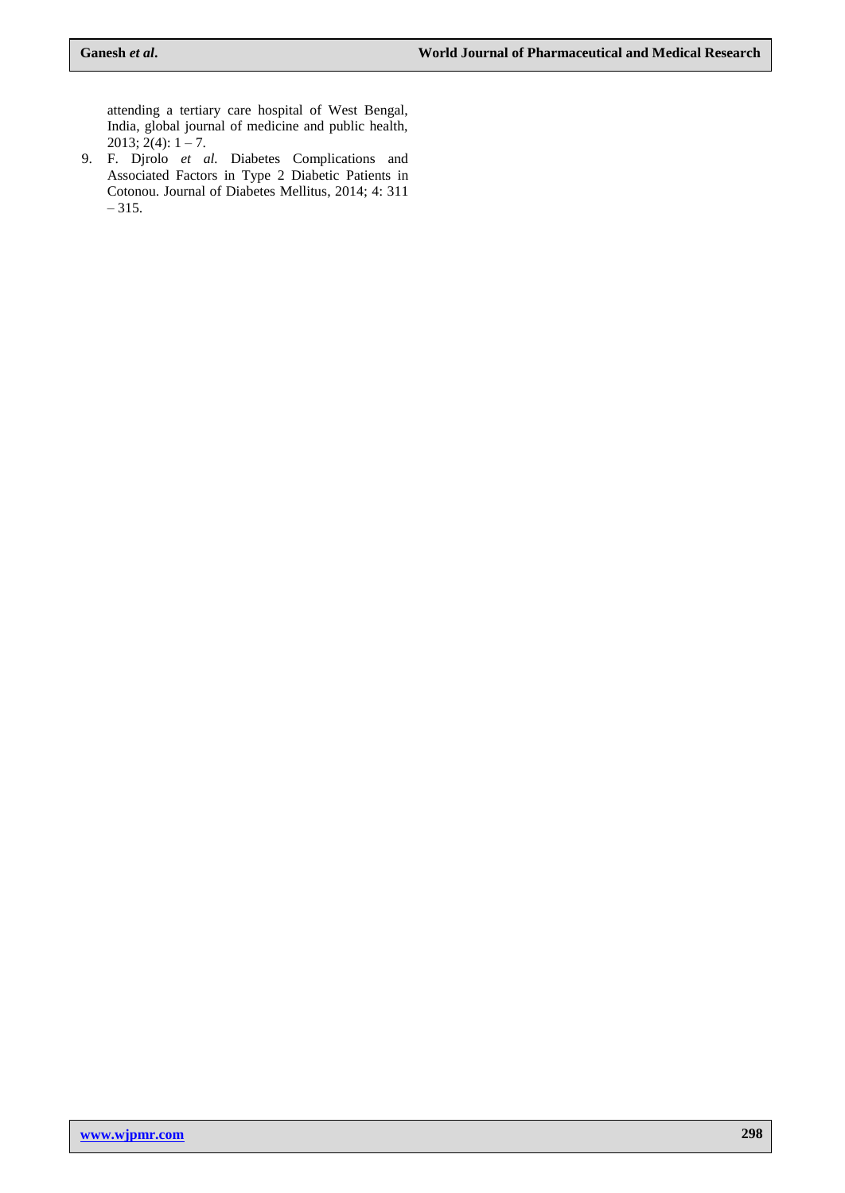attending a tertiary care hospital of West Bengal, India, global journal of medicine and public health, 2013; 2(4): 1 – 7.

9. F. Djrolo *et al.* Diabetes Complications and Associated Factors in Type 2 Diabetic Patients in Cotonou. Journal of Diabetes Mellitus, 2014; 4: 311 – 315.